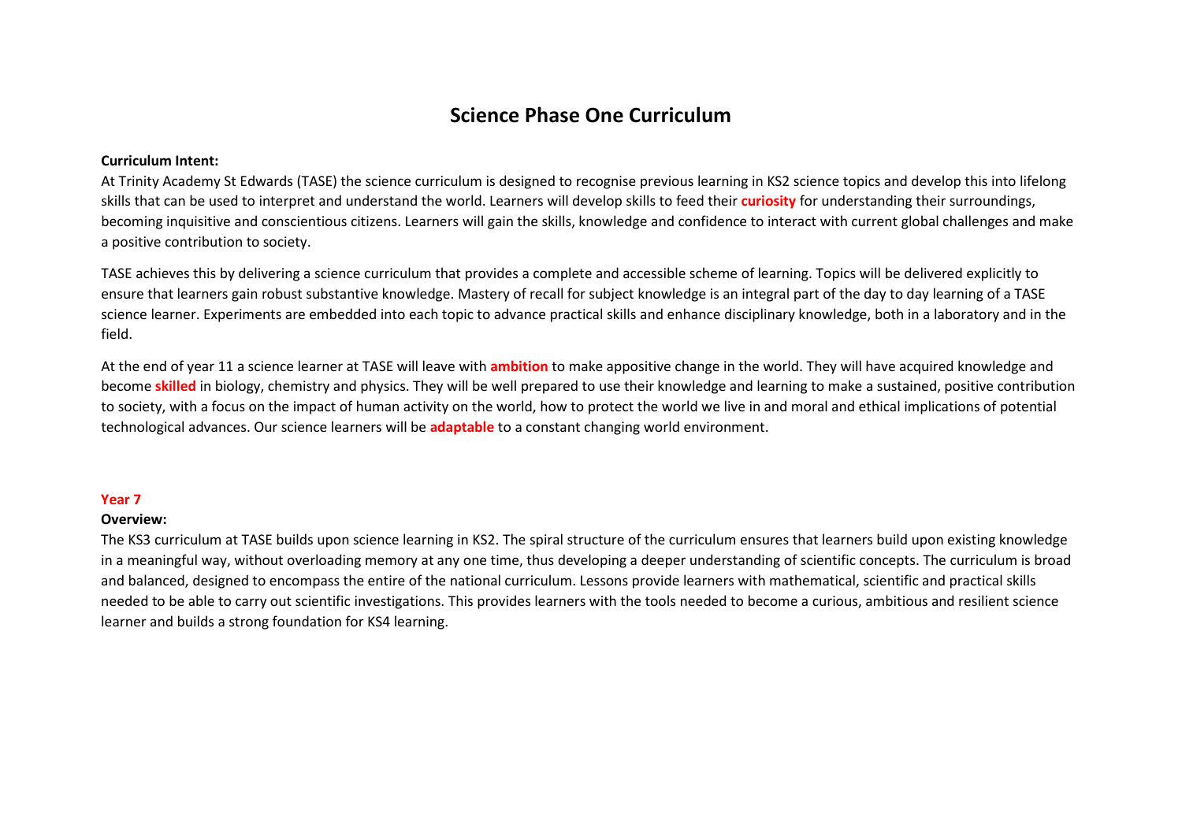# Science Phase One Curriculum

**Curriculum Intent:**

At Trinity Academy St Edwards (TASE) the science curriculum is designed to recognise previous learning in KS2 science topics and develop this into lifelong skills that can be used to interpret and understand the world. Learners will develop skills to feed their **curiosity** for understanding their surroundings, becoming inquisitive and conscientious citizens. Learners will gain the skills, knowledge and confidence to interact with current global challenges and make a positive contribution to society.

TASE achieves this by delivering a science curriculum that provides a complete and accessible scheme of learning. Topics will be delivered explicitly to ensure that learners gain robust substantive knowledge. Mastery of recall for subject knowledge is an integral part of the day to day learning of a TASE science learner. Experiments are embedded into each topic to advance practical skills and enhance disciplinary knowledge, both in a laboratory and in the field.

At the end of year 11 a science learner at TASE will leave with **ambition** to make appositive change in the world. They will have acquired knowledge and become **skilled** in biology, chemistry and physics. They will be well prepared to use their knowledge and learning to make a sustained, positive contribution to society, with a focus on the impact of human activity on the world, how to protect the world we live in and moral and ethical implications of potential technological advances. Our science learners will be **adaptable** to a constant changing world environment.

## Year 7

**Overview:**

The KS3 curriculum at TASE builds upon science learning in KS2. The spiral structure of the curriculum ensures that learners build upon existing knowledge in a meaningful way, without overloading memory at any one time, thus developing a deeper understanding of scientific concepts. The curriculum is broad and balanced, designed to encompass the entire of the national curriculum. Lessons provide learners with mathematical, scientific and practical skills needed to be able to carry out scientific investigations. This provides learners with the tools needed to become a curious, ambitious and resilient science learner and builds a strong foundation for KS4 learning.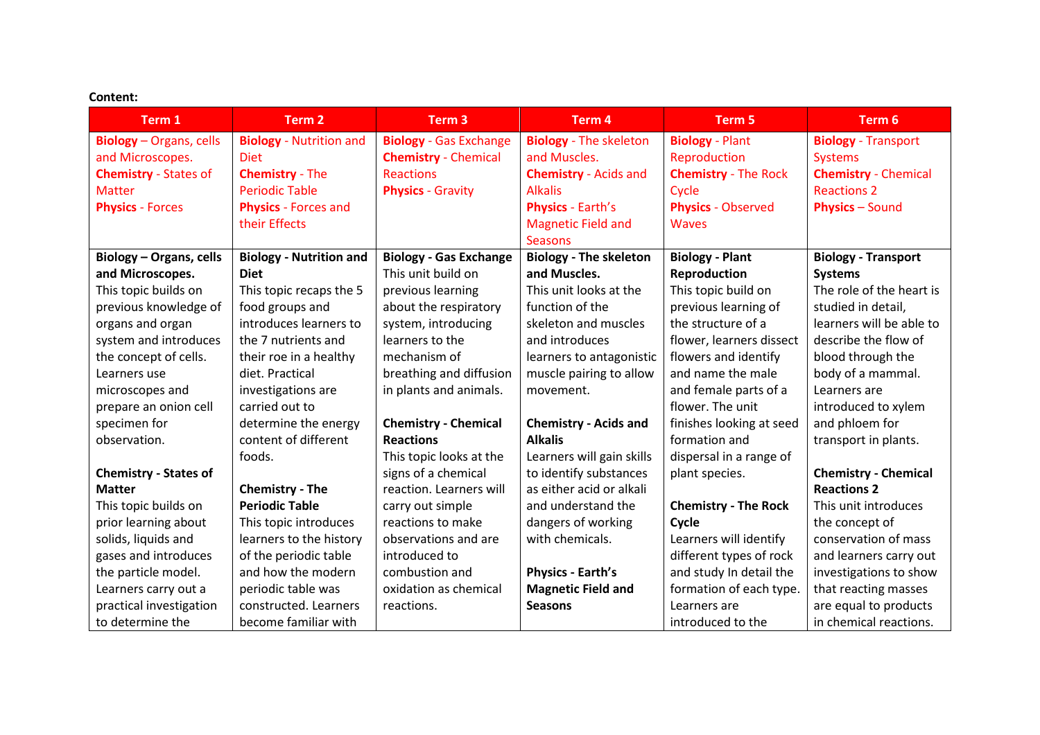**Content:**

| Term 1 | Term 2 | Term 3 | Term 4 | Term 5 | Term 6 |
|---|---|---|---|---|---|
| **Biology** – Organs, cells and Microscopes.<br>**Chemistry** - States of Matter<br>**Physics** - Forces | **Biology** - Nutrition and Diet<br>**Chemistry** - The Periodic Table<br>**Physics** - Forces and their Effects | **Biology** - Gas Exchange<br>**Chemistry** - Chemical Reactions<br>**Physics** - Gravity | **Biology** - The skeleton and Muscles.<br>**Chemistry** - Acids and Alkalis<br>**Physics** - Earth's Magnetic Field and Seasons | **Biology** - Plant Reproduction<br>**Chemistry** - The Rock Cycle<br>**Physics** - Observed Waves | **Biology** - Transport Systems<br>**Chemistry** - Chemical Reactions 2<br>**Physics** – Sound |
| **Biology – Organs, cells and Microscopes.**<br>This topic builds on previous knowledge of organs and organ system and introduces the concept of cells. Learners use microscopes and prepare an onion cell specimen for observation.<br><br>**Chemistry - States of Matter**<br>This topic builds on prior learning about solids, liquids and gases and introduces the particle model. Learners carry out a practical investigation to determine the | **Biology - Nutrition and Diet**<br>This topic recaps the 5 food groups and introduces learners to the 7 nutrients and their roe in a healthy diet. Practical investigations are carried out to determine the energy content of different foods.<br><br>**Chemistry - The Periodic Table**<br>This topic introduces learners to the history of the periodic table and how the modern periodic table was constructed. Learners become familiar with | **Biology - Gas Exchange**<br>This unit build on previous learning about the respiratory system, introducing learners to the mechanism of breathing and diffusion in plants and animals.<br><br>**Chemistry - Chemical Reactions**<br>This topic looks at the signs of a chemical reaction. Learners will carry out simple reactions to make observations and are introduced to combustion and oxidation as chemical reactions. | **Biology - The skeleton and Muscles.**<br>This unit looks at the function of the skeleton and muscles and introduces learners to antagonistic muscle pairing to allow movement.<br><br>**Chemistry - Acids and Alkalis**<br>Learners will gain skills to identify substances as either acid or alkali and understand the dangers of working with chemicals.<br><br>**Physics - Earth's Magnetic Field and Seasons** | **Biology - Plant Reproduction**<br>This topic build on previous learning of the structure of a flower, learners dissect flowers and identify and name the male and female parts of a flower. The unit finishes looking at seed formation and dispersal in a range of plant species.<br><br>**Chemistry - The Rock Cycle**<br>Learners will identify different types of rock and study In detail the formation of each type. Learners are introduced to the | **Biology - Transport Systems**<br>The role of the heart is studied in detail, learners will be able to describe the flow of blood through the body of a mammal. Learners are introduced to xylem and phloem for transport in plants.<br><br>**Chemistry - Chemical Reactions 2**<br>This unit introduces the concept of conservation of mass and learners carry out investigations to show that reacting masses are equal to products in chemical reactions. |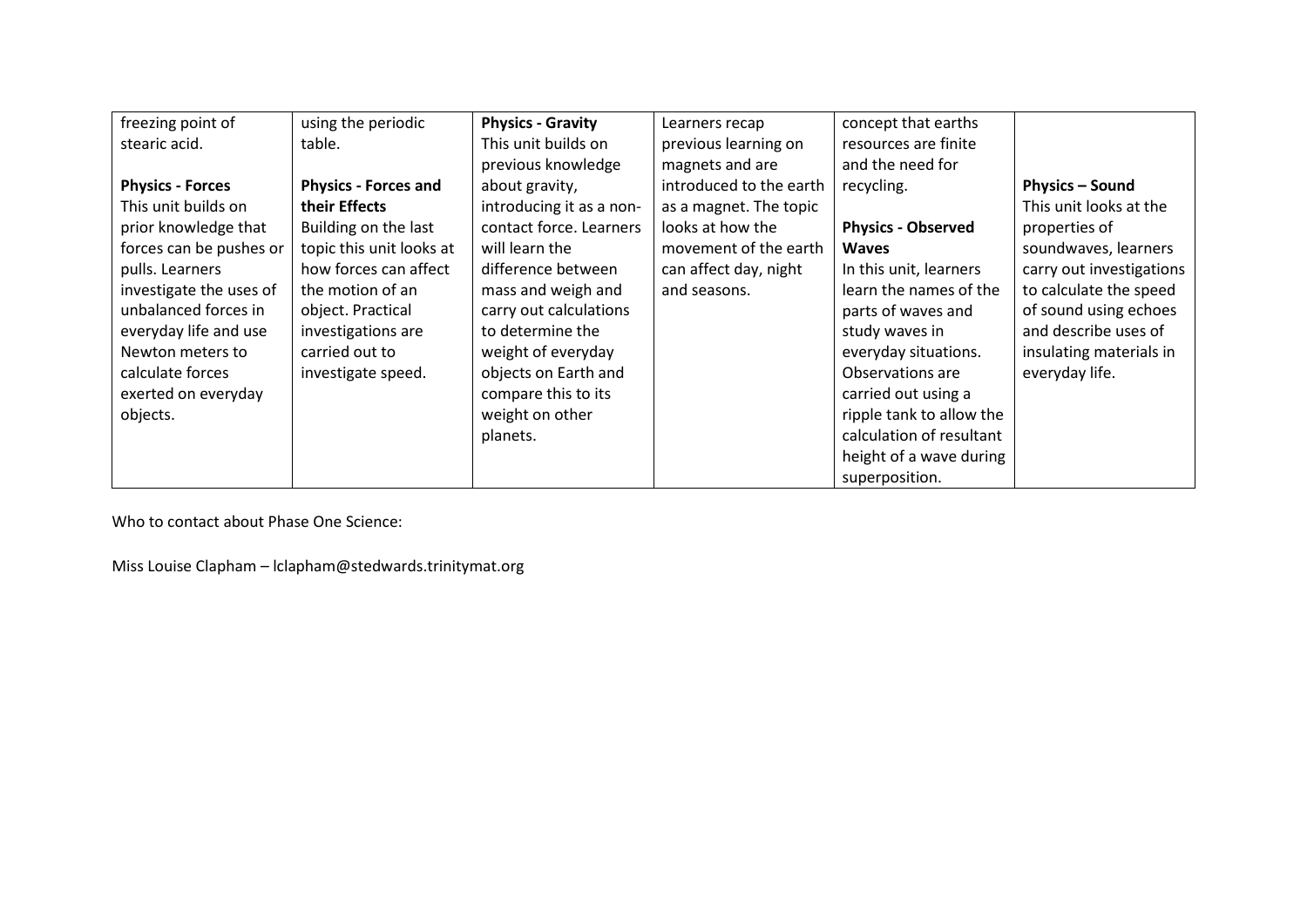| | | | | | |
|---|---|---|---|---|---|
| freezing point of stearic acid.<br><br>**Physics - Forces**<br>This unit builds on prior knowledge that forces can be pushes or pulls. Learners investigate the uses of unbalanced forces in everyday life and use Newton meters to calculate forces exerted on everyday objects. | using the periodic table.<br><br>**Physics - Forces and their Effects**<br>Building on the last topic this unit looks at how forces can affect the motion of an object. Practical investigations are carried out to investigate speed. | **Physics - Gravity**<br>This unit builds on previous knowledge about gravity, introducing it as a non-contact force. Learners will learn the difference between mass and weigh and carry out calculations to determine the weight of everyday objects on Earth and compare this to its weight on other planets. | Learners recap previous learning on magnets and are introduced to the earth as a magnet. The topic looks at how the movement of the earth can affect day, night and seasons. | concept that earths resources are finite and the need for recycling.<br><br>**Physics - Observed Waves**<br>In this unit, learners learn the names of the parts of waves and study waves in everyday situations. Observations are carried out using a ripple tank to allow the calculation of resultant height of a wave during superposition. | **Physics – Sound**<br>This unit looks at the properties of soundwaves, learners carry out investigations to calculate the speed of sound using echoes and describe uses of insulating materials in everyday life. |

Who to contact about Phase One Science:

Miss Louise Clapham – lclapham@stedwards.trinitymat.org